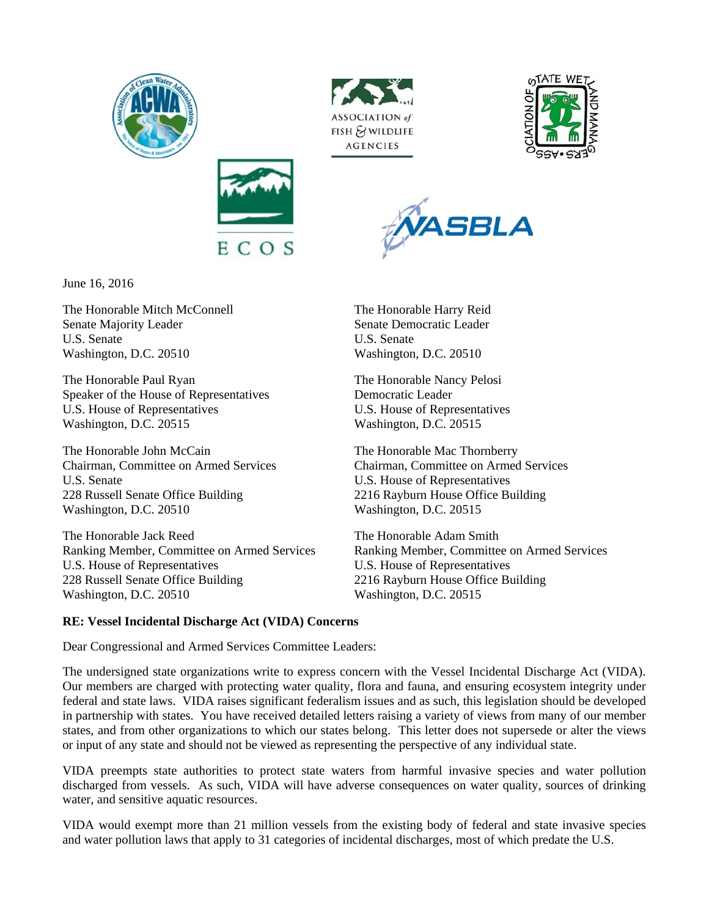June 16, 2016

The Honorable Mitch McConnell
Senate Majority Leader
U.S. Senate
Washington, D.C. 20510

The Honorable Harry Reid
Senate Democratic Leader
U.S. Senate
Washington, D.C. 20510

The Honorable Paul Ryan
Speaker of the House of Representatives
U.S. House of Representatives
Washington, D.C. 20515

The Honorable Nancy Pelosi
Democratic Leader
U.S. House of Representatives
Washington, D.C. 20515

The Honorable John McCain
Chairman, Committee on Armed Services
U.S. Senate
228 Russell Senate Office Building
Washington, D.C. 20510

The Honorable Mac Thornberry
Chairman, Committee on Armed Services
U.S. House of Representatives
2216 Rayburn House Office Building
Washington, D.C. 20515

The Honorable Jack Reed
Ranking Member, Committee on Armed Services
U.S. House of Representatives
228 Russell Senate Office Building
Washington, D.C. 20510

The Honorable Adam Smith
Ranking Member, Committee on Armed Services
U.S. House of Representatives
2216 Rayburn House Office Building
Washington, D.C. 20515

**RE: Vessel Incidental Discharge Act (VIDA) Concerns**

Dear Congressional and Armed Services Committee Leaders:

The undersigned state organizations write to express concern with the Vessel Incidental Discharge Act (VIDA). Our members are charged with protecting water quality, flora and fauna, and ensuring ecosystem integrity under federal and state laws. VIDA raises significant federalism issues and as such, this legislation should be developed in partnership with states. You have received detailed letters raising a variety of views from many of our member states, and from other organizations to which our states belong. This letter does not supersede or alter the views or input of any state and should not be viewed as representing the perspective of any individual state.

VIDA preempts state authorities to protect state waters from harmful invasive species and water pollution discharged from vessels. As such, VIDA will have adverse consequences on water quality, sources of drinking water, and sensitive aquatic resources.

VIDA would exempt more than 21 million vessels from the existing body of federal and state invasive species and water pollution laws that apply to 31 categories of incidental discharges, most of which predate the U.S.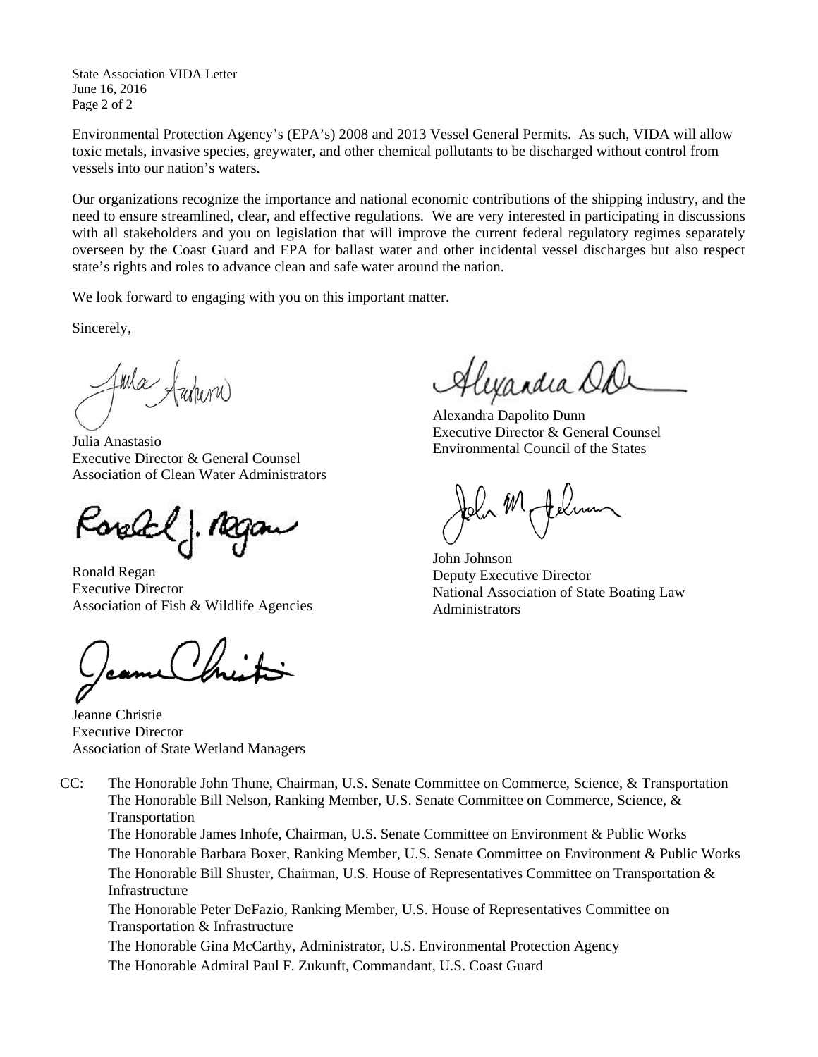Environmental Protection Agency's (EPA's) 2008 and 2013 Vessel General Permits. As such, VIDA will allow toxic metals, invasive species, greywater, and other chemical pollutants to be discharged without control from vessels into our nation's waters.

Our organizations recognize the importance and national economic contributions of the shipping industry, and the need to ensure streamlined, clear, and effective regulations. We are very interested in participating in discussions with all stakeholders and you on legislation that will improve the current federal regulatory regimes separately overseen by the Coast Guard and EPA for ballast water and other incidental vessel discharges but also respect state's rights and roles to advance clean and safe water around the nation.

We look forward to engaging with you on this important matter.

Sincerely,

Julia Anastasio
Executive Director & General Counsel
Association of Clean Water Administrators

Alexandra Dapolito Dunn
Executive Director & General Counsel
Environmental Council of the States

Ronald Regan
Executive Director
Association of Fish & Wildlife Agencies

John Johnson
Deputy Executive Director
National Association of State Boating Law Administrators

Jeanne Christie
Executive Director
Association of State Wetland Managers

CC: The Honorable John Thune, Chairman, U.S. Senate Committee on Commerce, Science, & Transportation
The Honorable Bill Nelson, Ranking Member, U.S. Senate Committee on Commerce, Science, & Transportation
The Honorable James Inhofe, Chairman, U.S. Senate Committee on Environment & Public Works
The Honorable Barbara Boxer, Ranking Member, U.S. Senate Committee on Environment & Public Works
The Honorable Bill Shuster, Chairman, U.S. House of Representatives Committee on Transportation & Infrastructure
The Honorable Peter DeFazio, Ranking Member, U.S. House of Representatives Committee on Transportation & Infrastructure
The Honorable Gina McCarthy, Administrator, U.S. Environmental Protection Agency
The Honorable Admiral Paul F. Zukunft, Commandant, U.S. Coast Guard